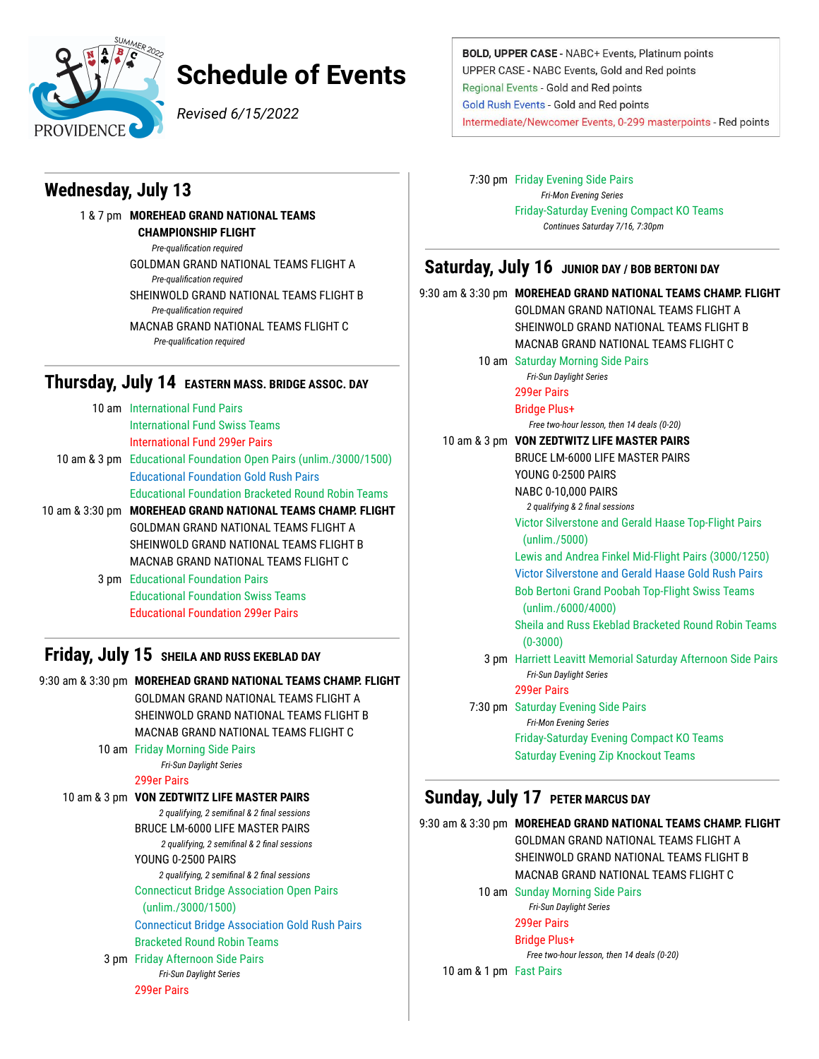# Schedule of Events

*Revised 6/15/2022*

**BOLD, UPPER CASE** - NABC+ Events, Platinum points
UPPER CASE - NABC Events, Gold and Red points
Regional Events - Gold and Red points
Gold Rush Events - Gold and Red points
Intermediate/Newcomer Events, 0-299 masterpoints - Red points

## Wednesday, July 13

1 & 7 pm **MOREHEAD GRAND NATIONAL TEAMS CHAMPIONSHIP FLIGHT**
*Pre-qualification required*
GOLDMAN GRAND NATIONAL TEAMS FLIGHT A
*Pre-qualification required*
SHEINWOLD GRAND NATIONAL TEAMS FLIGHT B
*Pre-qualification required*
MACNAB GRAND NATIONAL TEAMS FLIGHT C
*Pre-qualification required*

## Thursday, July 14 EASTERN MASS. BRIDGE ASSOC. DAY

10 am International Fund Pairs
International Fund Swiss Teams
International Fund 299er Pairs

10 am & 3 pm Educational Foundation Open Pairs (unlim./3000/1500)
Educational Foundation Gold Rush Pairs
Educational Foundation Bracketed Round Robin Teams

10 am & 3:30 pm **MOREHEAD GRAND NATIONAL TEAMS CHAMP. FLIGHT**
GOLDMAN GRAND NATIONAL TEAMS FLIGHT A
SHEINWOLD GRAND NATIONAL TEAMS FLIGHT B
MACNAB GRAND NATIONAL TEAMS FLIGHT C

3 pm Educational Foundation Pairs
Educational Foundation Swiss Teams
Educational Foundation 299er Pairs

## Friday, July 15 SHEILA AND RUSS EKEBLAD DAY

9:30 am & 3:30 pm **MOREHEAD GRAND NATIONAL TEAMS CHAMP. FLIGHT**
GOLDMAN GRAND NATIONAL TEAMS FLIGHT A
SHEINWOLD GRAND NATIONAL TEAMS FLIGHT B
MACNAB GRAND NATIONAL TEAMS FLIGHT C

10 am Friday Morning Side Pairs
*Fri-Sun Daylight Series*
299er Pairs

10 am & 3 pm **VON ZEDTWITZ LIFE MASTER PAIRS**
*2 qualifying, 2 semifinal & 2 final sessions*
BRUCE LM-6000 LIFE MASTER PAIRS
*2 qualifying, 2 semifinal & 2 final sessions*
YOUNG 0-2500 PAIRS
*2 qualifying, 2 semifinal & 2 final sessions*
Connecticut Bridge Association Open Pairs (unlim./3000/1500)
Connecticut Bridge Association Gold Rush Pairs
Bracketed Round Robin Teams

3 pm Friday Afternoon Side Pairs
*Fri-Sun Daylight Series*
299er Pairs

7:30 pm Friday Evening Side Pairs
*Fri-Mon Evening Series*
Friday-Saturday Evening Compact KO Teams
*Continues Saturday 7/16, 7:30pm*

## Saturday, July 16 JUNIOR DAY / BOB BERTONI DAY

9:30 am & 3:30 pm **MOREHEAD GRAND NATIONAL TEAMS CHAMP. FLIGHT**
GOLDMAN GRAND NATIONAL TEAMS FLIGHT A
SHEINWOLD GRAND NATIONAL TEAMS FLIGHT B
MACNAB GRAND NATIONAL TEAMS FLIGHT C

10 am Saturday Morning Side Pairs
*Fri-Sun Daylight Series*
299er Pairs
Bridge Plus+
*Free two-hour lesson, then 14 deals (0-20)*

10 am & 3 pm **VON ZEDTWITZ LIFE MASTER PAIRS**
BRUCE LM-6000 LIFE MASTER PAIRS
YOUNG 0-2500 PAIRS
NABC 0-10,000 PAIRS
*2 qualifying & 2 final sessions*
Victor Silverstone and Gerald Haase Top-Flight Pairs (unlim./5000)
Lewis and Andrea Finkel Mid-Flight Pairs (3000/1250)
Victor Silverstone and Gerald Haase Gold Rush Pairs
Bob Bertoni Grand Poobah Top-Flight Swiss Teams (unlim./6000/4000)
Sheila and Russ Ekeblad Bracketed Round Robin Teams (0-3000)

3 pm Harriett Leavitt Memorial Saturday Afternoon Side Pairs
*Fri-Sun Daylight Series*
299er Pairs

7:30 pm Saturday Evening Side Pairs
*Fri-Mon Evening Series*
Friday-Saturday Evening Compact KO Teams
Saturday Evening Zip Knockout Teams

## Sunday, July 17 PETER MARCUS DAY

9:30 am & 3:30 pm **MOREHEAD GRAND NATIONAL TEAMS CHAMP. FLIGHT**
GOLDMAN GRAND NATIONAL TEAMS FLIGHT A
SHEINWOLD GRAND NATIONAL TEAMS FLIGHT B
MACNAB GRAND NATIONAL TEAMS FLIGHT C

10 am Sunday Morning Side Pairs
*Fri-Sun Daylight Series*
299er Pairs
Bridge Plus+
*Free two-hour lesson, then 14 deals (0-20)*

10 am & 1 pm Fast Pairs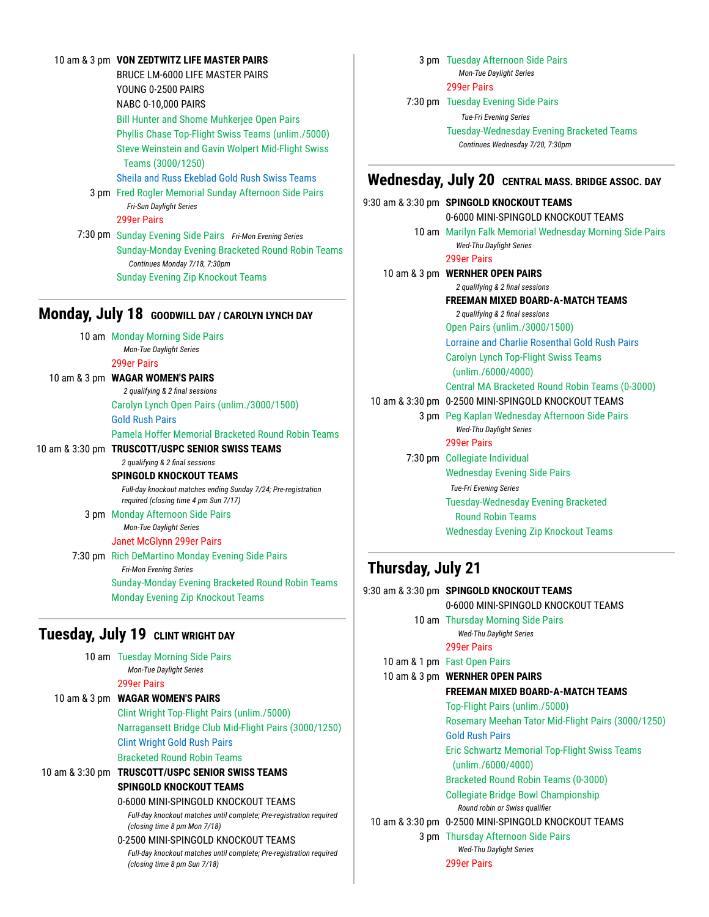10 am & 3 pm **VON ZEDTWITZ LIFE MASTER PAIRS**
BRUCE LM-6000 LIFE MASTER PAIRS
YOUNG 0-2500 PAIRS
NABC 0-10,000 PAIRS
Bill Hunter and Shome Muhkerjee Open Pairs
Phyllis Chase Top-Flight Swiss Teams (unlim./5000)
Steve Weinstein and Gavin Wolpert Mid-Flight Swiss Teams (3000/1250)
Sheila and Russ Ekeblad Gold Rush Swiss Teams

3 pm Fred Rogler Memorial Sunday Afternoon Side Pairs
*Fri-Sun Daylight Series*
299er Pairs

7:30 pm Sunday Evening Side Pairs *Fri-Mon Evening Series*
Sunday-Monday Evening Bracketed Round Robin Teams
*Continues Monday 7/18, 7:30pm*
Sunday Evening Zip Knockout Teams

## Monday, July 18 GOODWILL DAY / CAROLYN LYNCH DAY

10 am Monday Morning Side Pairs
*Mon-Tue Daylight Series*
299er Pairs

10 am & 3 pm **WAGAR WOMEN'S PAIRS**
*2 qualifying & 2 final sessions*
Carolyn Lynch Open Pairs (unlim./3000/1500)
Gold Rush Pairs
Pamela Hoffer Memorial Bracketed Round Robin Teams

10 am & 3:30 pm **TRUSCOTT/USPC SENIOR SWISS TEAMS**
*2 qualifying & 2 final sessions*
**SPINGOLD KNOCKOUT TEAMS**
*Full-day knockout matches ending Sunday 7/24; Pre-registration required (closing time 4 pm Sun 7/17)*

3 pm Monday Afternoon Side Pairs
*Mon-Tue Daylight Series*
Janet McGlynn 299er Pairs

7:30 pm Rich DeMartino Monday Evening Side Pairs
*Fri-Mon Evening Series*
Sunday-Monday Evening Bracketed Round Robin Teams
Monday Evening Zip Knockout Teams

## Tuesday, July 19 CLINT WRIGHT DAY

10 am Tuesday Morning Side Pairs
*Mon-Tue Daylight Series*
299er Pairs

10 am & 3 pm **WAGAR WOMEN'S PAIRS**
Clint Wright Top-Flight Pairs (unlim./5000)
Narragansett Bridge Club Mid-Flight Pairs (3000/1250)
Clint Wright Gold Rush Pairs
Bracketed Round Robin Teams

10 am & 3:30 pm **TRUSCOTT/USPC SENIOR SWISS TEAMS**
**SPINGOLD KNOCKOUT TEAMS**
0-6000 MINI-SPINGOLD KNOCKOUT TEAMS
*Full-day knockout matches until complete; Pre-registration required (closing time 8 pm Mon 7/18)*
0-2500 MINI-SPINGOLD KNOCKOUT TEAMS
*Full-day knockout matches until complete; Pre-registration required (closing time 8 pm Sun 7/18)*

3 pm Tuesday Afternoon Side Pairs
*Mon-Tue Daylight Series*
299er Pairs

7:30 pm Tuesday Evening Side Pairs
*Tue-Fri Evening Series*
Tuesday-Wednesday Evening Bracketed Teams
*Continues Wednesday 7/20, 7:30pm*

## Wednesday, July 20 CENTRAL MASS. BRIDGE ASSOC. DAY

9:30 am & 3:30 pm **SPINGOLD KNOCKOUT TEAMS**
0-6000 MINI-SPINGOLD KNOCKOUT TEAMS

10 am Marilyn Falk Memorial Wednesday Morning Side Pairs
*Wed-Thu Daylight Series*
299er Pairs

10 am & 3 pm **WERNHER OPEN PAIRS**
*2 qualifying & 2 final sessions*
**FREEMAN MIXED BOARD-A-MATCH TEAMS**
*2 qualifying & 2 final sessions*
Open Pairs (unlim./3000/1500)
Lorraine and Charlie Rosenthal Gold Rush Pairs
Carolyn Lynch Top-Flight Swiss Teams (unlim./6000/4000)
Central MA Bracketed Round Robin Teams (0-3000)

10 am & 3:30 pm 0-2500 MINI-SPINGOLD KNOCKOUT TEAMS

3 pm Peg Kaplan Wednesday Afternoon Side Pairs
*Wed-Thu Daylight Series*
299er Pairs

7:30 pm Collegiate Individual
Wednesday Evening Side Pairs
*Tue-Fri Evening Series*
Tuesday-Wednesday Evening Bracketed Round Robin Teams
Wednesday Evening Zip Knockout Teams

## Thursday, July 21

9:30 am & 3:30 pm **SPINGOLD KNOCKOUT TEAMS**
0-6000 MINI-SPINGOLD KNOCKOUT TEAMS

10 am Thursday Morning Side Pairs
*Wed-Thu Daylight Series*
299er Pairs

10 am & 1 pm Fast Open Pairs

10 am & 3 pm **WERNHER OPEN PAIRS**
**FREEMAN MIXED BOARD-A-MATCH TEAMS**
Top-Flight Pairs (unlim./5000)
Rosemary Meehan Tator Mid-Flight Pairs (3000/1250)
Gold Rush Pairs
Eric Schwartz Memorial Top-Flight Swiss Teams (unlim./6000/4000)
Bracketed Round Robin Teams (0-3000)
Collegiate Bridge Bowl Championship
*Round robin or Swiss qualifier*

10 am & 3:30 pm 0-2500 MINI-SPINGOLD KNOCKOUT TEAMS

3 pm Thursday Afternoon Side Pairs
*Wed-Thu Daylight Series*
299er Pairs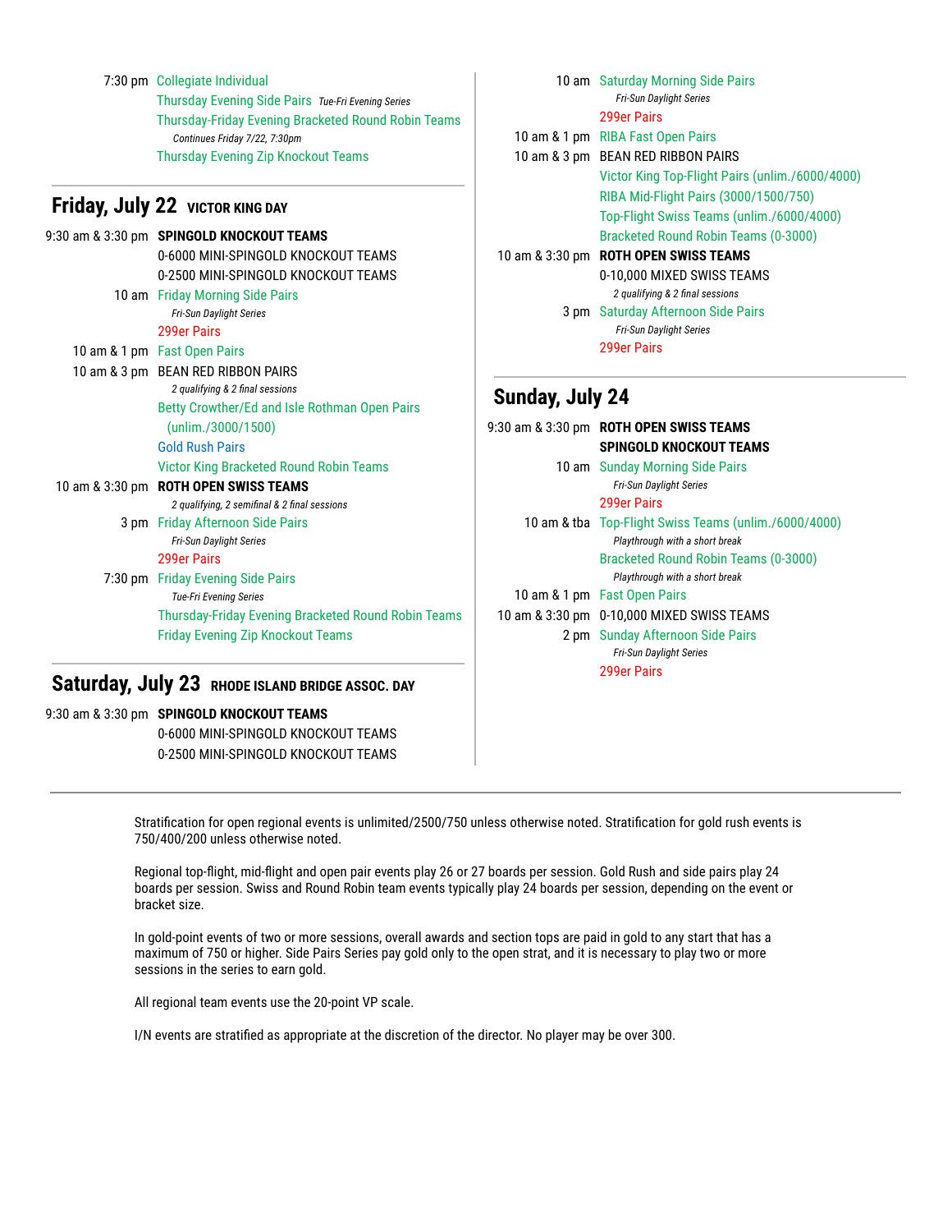7:30 pm Collegiate Individual
Thursday Evening Side Pairs *Tue-Fri Evening Series*
Thursday-Friday Evening Bracketed Round Robin Teams
*Continues Friday 7/22, 7:30pm*
Thursday Evening Zip Knockout Teams

## Friday, July 22 VICTOR KING DAY

9:30 am & 3:30 pm **SPINGOLD KNOCKOUT TEAMS**
0-6000 MINI-SPINGOLD KNOCKOUT TEAMS
0-2500 MINI-SPINGOLD KNOCKOUT TEAMS

10 am Friday Morning Side Pairs
*Fri-Sun Daylight Series*
299er Pairs

10 am & 1 pm Fast Open Pairs

10 am & 3 pm BEAN RED RIBBON PAIRS
*2 qualifying & 2 final sessions*
Betty Crowther/Ed and Isle Rothman Open Pairs (unlim./3000/1500)
Gold Rush Pairs
Victor King Bracketed Round Robin Teams

10 am & 3:30 pm **ROTH OPEN SWISS TEAMS**
*2 qualifying, 2 semifinal & 2 final sessions*

3 pm Friday Afternoon Side Pairs
*Fri-Sun Daylight Series*
299er Pairs

7:30 pm Friday Evening Side Pairs
*Tue-Fri Evening Series*
Thursday-Friday Evening Bracketed Round Robin Teams
Friday Evening Zip Knockout Teams

## Saturday, July 23 RHODE ISLAND BRIDGE ASSOC. DAY

9:30 am & 3:30 pm **SPINGOLD KNOCKOUT TEAMS**
0-6000 MINI-SPINGOLD KNOCKOUT TEAMS
0-2500 MINI-SPINGOLD KNOCKOUT TEAMS

10 am Saturday Morning Side Pairs
*Fri-Sun Daylight Series*
299er Pairs

10 am & 1 pm RIBA Fast Open Pairs

10 am & 3 pm BEAN RED RIBBON PAIRS
Victor King Top-Flight Pairs (unlim./6000/4000)
RIBA Mid-Flight Pairs (3000/1500/750)
Top-Flight Swiss Teams (unlim./6000/4000)
Bracketed Round Robin Teams (0-3000)

10 am & 3:30 pm **ROTH OPEN SWISS TEAMS**
0-10,000 MIXED SWISS TEAMS
*2 qualifying & 2 final sessions*

3 pm Saturday Afternoon Side Pairs
*Fri-Sun Daylight Series*
299er Pairs

## Sunday, July 24

9:30 am & 3:30 pm **ROTH OPEN SWISS TEAMS**
**SPINGOLD KNOCKOUT TEAMS**

10 am Sunday Morning Side Pairs
*Fri-Sun Daylight Series*
299er Pairs

10 am & tba Top-Flight Swiss Teams (unlim./6000/4000)
*Playthrough with a short break*
Bracketed Round Robin Teams (0-3000)
*Playthrough with a short break*

10 am & 1 pm Fast Open Pairs

10 am & 3:30 pm 0-10,000 MIXED SWISS TEAMS

2 pm Sunday Afternoon Side Pairs
*Fri-Sun Daylight Series*
299er Pairs

---

Stratification for open regional events is unlimited/2500/750 unless otherwise noted. Stratification for gold rush events is 750/400/200 unless otherwise noted.

Regional top-flight, mid-flight and open pair events play 26 or 27 boards per session. Gold Rush and side pairs play 24 boards per session. Swiss and Round Robin team events typically play 24 boards per session, depending on the event or bracket size.

In gold-point events of two or more sessions, overall awards and section tops are paid in gold to any start that has a maximum of 750 or higher. Side Pairs Series pay gold only to the open strat, and it is necessary to play two or more sessions in the series to earn gold.

All regional team events use the 20-point VP scale.

I/N events are stratified as appropriate at the discretion of the director. No player may be over 300.